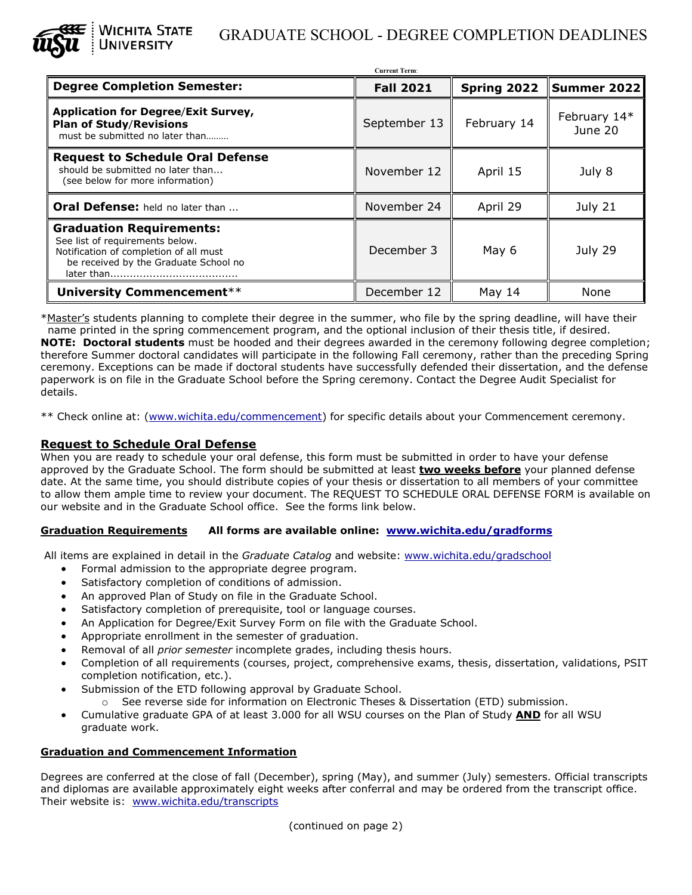# GRADUATE SCHOOL - DEGREE COMPLETION DEADLINES

Wichita State University

Current Term:

| Degree Completion Semester: | Fall 2021 | Spring 2022 | Summer 2022 |
|---|---|---|---|
| **Application for Degree/Exit Survey, Plan of Study/Revisions** must be submitted no later than……… | September 13 | February 14 | February 14* June 20 |
| **Request to Schedule Oral Defense** should be submitted no later than... (see below for more information) | November 12 | April 15 | July 8 |
| **Oral Defense:** held no later than ... | November 24 | April 29 | July 21 |
| **Graduation Requirements:** See list of requirements below. Notification of completion of all must be received by the Graduate School no later than....................................... | December 3 | May 6 | July 29 |
| **University Commencement**** | December 12 | May 14 | None |

*Master's students planning to complete their degree in the summer, who file by the spring deadline, will have their name printed in the spring commencement program, and the optional inclusion of their thesis title, if desired.

**NOTE: Doctoral students** must be hooded and their degrees awarded in the ceremony following degree completion; therefore Summer doctoral candidates will participate in the following Fall ceremony, rather than the preceding Spring ceremony. Exceptions can be made if doctoral students have successfully defended their dissertation, and the defense paperwork is on file in the Graduate School before the Spring ceremony. Contact the Degree Audit Specialist for details.

** Check online at: (www.wichita.edu/commencement) for specific details about your Commencement ceremony.

## Request to Schedule Oral Defense

When you are ready to schedule your oral defense, this form must be submitted in order to have your defense approved by the Graduate School. The form should be submitted at least **two weeks before** your planned defense date. At the same time, you should distribute copies of your thesis or dissertation to all members of your committee to allow them ample time to review your document. The REQUEST TO SCHEDULE ORAL DEFENSE FORM is available on our website and in the Graduate School office. See the forms link below.

## Graduation Requirements    All forms are available online: www.wichita.edu/gradforms

All items are explained in detail in the *Graduate Catalog* and website: www.wichita.edu/gradschool

- Formal admission to the appropriate degree program.
- Satisfactory completion of conditions of admission.
- An approved Plan of Study on file in the Graduate School.
- Satisfactory completion of prerequisite, tool or language courses.
- An Application for Degree/Exit Survey Form on file with the Graduate School.
- Appropriate enrollment in the semester of graduation.
- Removal of all *prior semester* incomplete grades, including thesis hours.
- Completion of all requirements (courses, project, comprehensive exams, thesis, dissertation, validations, PSIT completion notification, etc.).
- Submission of the ETD following approval by Graduate School.
  - See reverse side for information on Electronic Theses & Dissertation (ETD) submission.
- Cumulative graduate GPA of at least 3.000 for all WSU courses on the Plan of Study **AND** for all WSU graduate work.

## Graduation and Commencement Information

Degrees are conferred at the close of fall (December), spring (May), and summer (July) semesters. Official transcripts and diplomas are available approximately eight weeks after conferral and may be ordered from the transcript office. Their website is: www.wichita.edu/transcripts

(continued on page 2)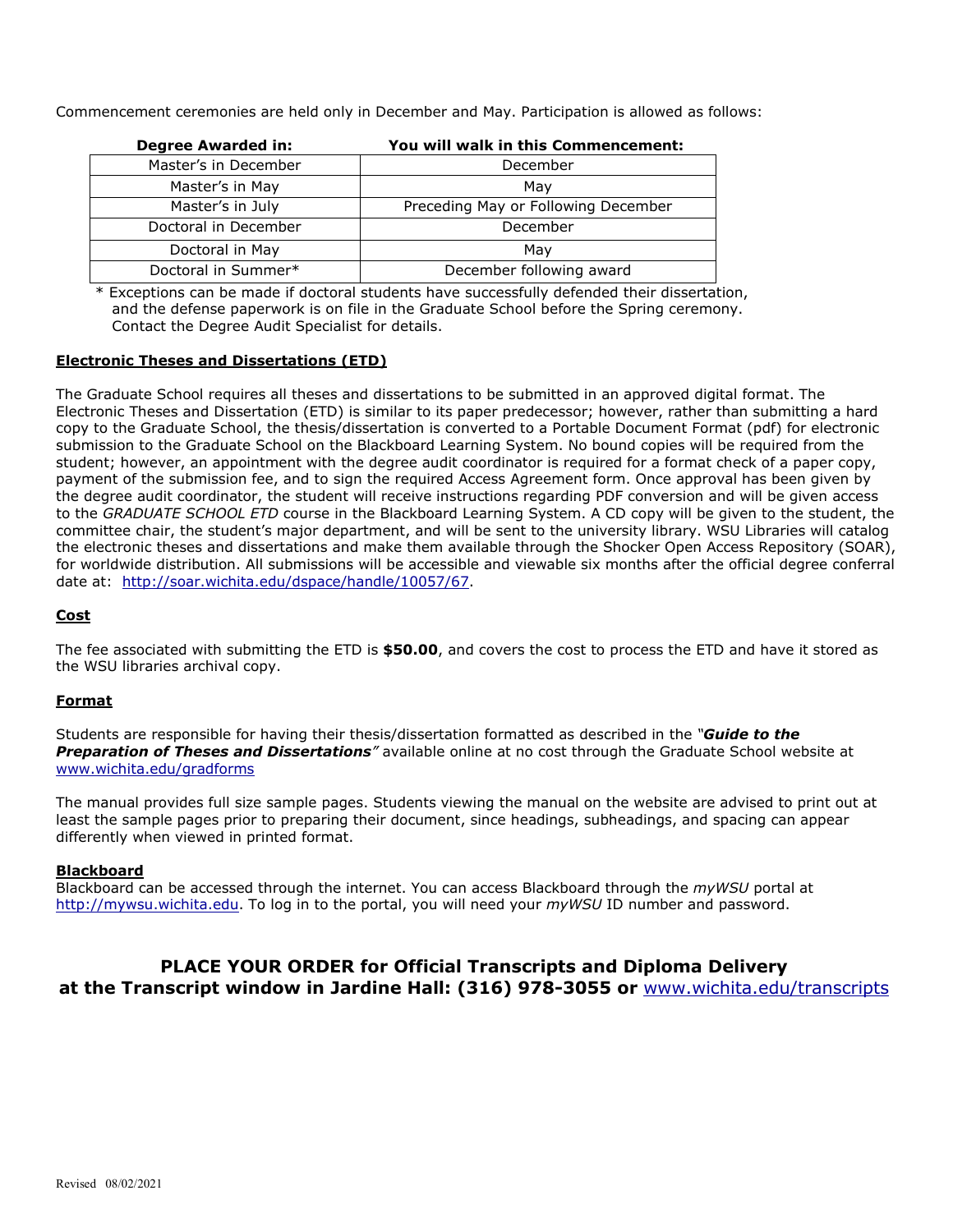Commencement ceremonies are held only in December and May. Participation is allowed as follows:

| Degree Awarded in: | You will walk in this Commencement: |
|---|---|
| Master's in December | December |
| Master's in May | May |
| Master's in July | Preceding May or Following December |
| Doctoral in December | December |
| Doctoral in May | May |
| Doctoral in Summer* | December following award |

\* Exceptions can be made if doctoral students have successfully defended their dissertation, and the defense paperwork is on file in the Graduate School before the Spring ceremony. Contact the Degree Audit Specialist for details.

## Electronic Theses and Dissertations (ETD)

The Graduate School requires all theses and dissertations to be submitted in an approved digital format. The Electronic Theses and Dissertation (ETD) is similar to its paper predecessor; however, rather than submitting a hard copy to the Graduate School, the thesis/dissertation is converted to a Portable Document Format (pdf) for electronic submission to the Graduate School on the Blackboard Learning System. No bound copies will be required from the student; however, an appointment with the degree audit coordinator is required for a format check of a paper copy, payment of the submission fee, and to sign the required Access Agreement form. Once approval has been given by the degree audit coordinator, the student will receive instructions regarding PDF conversion and will be given access to the *GRADUATE SCHOOL ETD* course in the Blackboard Learning System. A CD copy will be given to the student, the committee chair, the student's major department, and will be sent to the university library. WSU Libraries will catalog the electronic theses and dissertations and make them available through the Shocker Open Access Repository (SOAR), for worldwide distribution. All submissions will be accessible and viewable six months after the official degree conferral date at: http://soar.wichita.edu/dspace/handle/10057/67.

## Cost

The fee associated with submitting the ETD is **$50.00**, and covers the cost to process the ETD and have it stored as the WSU libraries archival copy.

## Format

Students are responsible for having their thesis/dissertation formatted as described in the ***"Guide to the Preparation of Theses and Dissertations"*** available online at no cost through the Graduate School website at www.wichita.edu/gradforms

The manual provides full size sample pages. Students viewing the manual on the website are advised to print out at least the sample pages prior to preparing their document, since headings, subheadings, and spacing can appear differently when viewed in printed format.

## Blackboard

Blackboard can be accessed through the internet. You can access Blackboard through the *myWSU* portal at http://mywsu.wichita.edu. To log in to the portal, you will need your *myWSU* ID number and password.

**PLACE YOUR ORDER for Official Transcripts and Diploma Delivery at the Transcript window in Jardine Hall: (316) 978-3055 or** www.wichita.edu/transcripts

Revised 08/02/2021